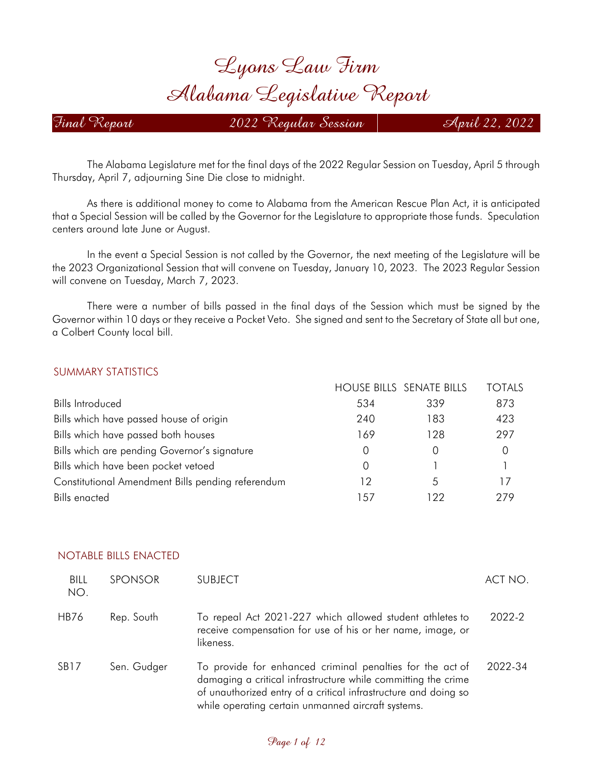# Lyons Law Firm
# Alabama Legislative Report

**Final Report** | **2022 Regular Session** | **April 22, 2022**

The Alabama Legislature met for the final days of the 2022 Regular Session on Tuesday, April 5 through Thursday, April 7, adjourning Sine Die close to midnight.

As there is additional money to come to Alabama from the American Rescue Plan Act, it is anticipated that a Special Session will be called by the Governor for the Legislature to appropriate those funds. Speculation centers around late June or August.

In the event a Special Session is not called by the Governor, the next meeting of the Legislature will be the 2023 Organizational Session that will convene on Tuesday, January 10, 2023. The 2023 Regular Session will convene on Tuesday, March 7, 2023.

There were a number of bills passed in the final days of the Session which must be signed by the Governor within 10 days or they receive a Pocket Veto. She signed and sent to the Secretary of State all but one, a Colbert County local bill.

## SUMMARY STATISTICS

| | HOUSE BILLS | SENATE BILLS | TOTALS |
|---|---|---|---|
| Bills Introduced | 534 | 339 | 873 |
| Bills which have passed house of origin | 240 | 183 | 423 |
| Bills which have passed both houses | 169 | 128 | 297 |
| Bills which are pending Governor's signature | 0 | 0 | 0 |
| Bills which have been pocket vetoed | 0 | 1 | 1 |
| Constitutional Amendment Bills pending referendum | 12 | 5 | 17 |
| Bills enacted | 157 | 122 | 279 |

## NOTABLE BILLS ENACTED

| BILL NO. | SPONSOR | SUBJECT | ACT NO. |
|---|---|---|---|
| HB76 | Rep. South | To repeal Act 2021-227 which allowed student athletes to receive compensation for use of his or her name, image, or likeness. | 2022-2 |
| SB17 | Sen. Gudger | To provide for enhanced criminal penalties for the act of damaging a critical infrastructure while committing the crime of unauthorized entry of a critical infrastructure and doing so while operating certain unmanned aircraft systems. | 2022-34 |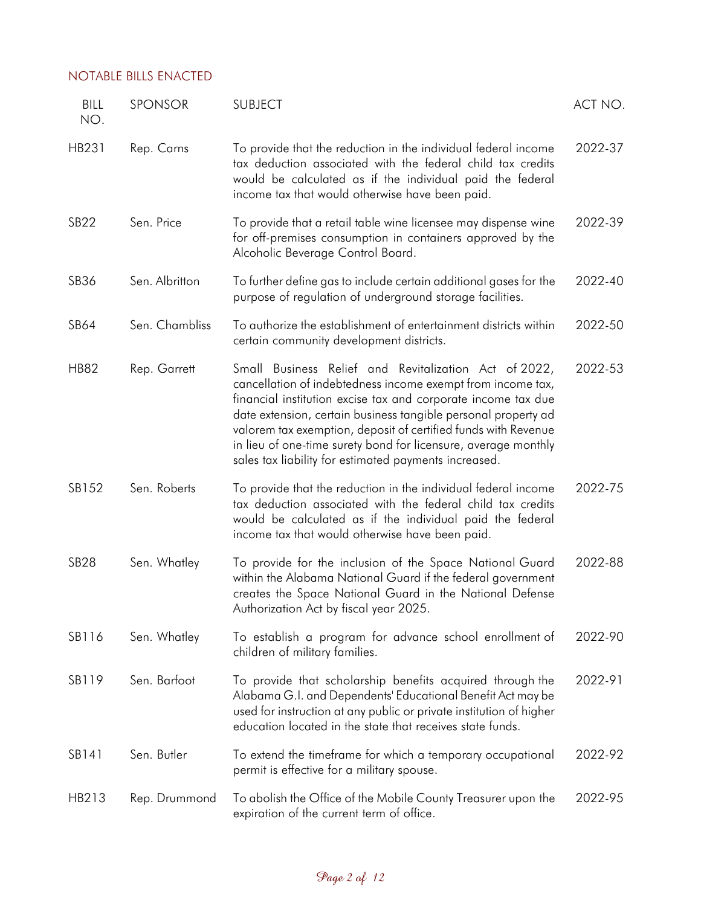## NOTABLE BILLS ENACTED

| BILL NO. | SPONSOR | SUBJECT | ACT NO. |
|---|---|---|---|
| HB231 | Rep. Carns | To provide that the reduction in the individual federal income tax deduction associated with the federal child tax credits would be calculated as if the individual paid the federal income tax that would otherwise have been paid. | 2022-37 |
| SB22 | Sen. Price | To provide that a retail table wine licensee may dispense wine for off-premises consumption in containers approved by the Alcoholic Beverage Control Board. | 2022-39 |
| SB36 | Sen. Albritton | To further define gas to include certain additional gases for the purpose of regulation of underground storage facilities. | 2022-40 |
| SB64 | Sen. Chambliss | To authorize the establishment of entertainment districts within certain community development districts. | 2022-50 |
| HB82 | Rep. Garrett | Small Business Relief and Revitalization Act of 2022, cancellation of indebtedness income exempt from income tax, financial institution excise tax and corporate income tax due date extension, certain business tangible personal property ad valorem tax exemption, deposit of certified funds with Revenue in lieu of one-time surety bond for licensure, average monthly sales tax liability for estimated payments increased. | 2022-53 |
| SB152 | Sen. Roberts | To provide that the reduction in the individual federal income tax deduction associated with the federal child tax credits would be calculated as if the individual paid the federal income tax that would otherwise have been paid. | 2022-75 |
| SB28 | Sen. Whatley | To provide for the inclusion of the Space National Guard within the Alabama National Guard if the federal government creates the Space National Guard in the National Defense Authorization Act by fiscal year 2025. | 2022-88 |
| SB116 | Sen. Whatley | To establish a program for advance school enrollment of children of military families. | 2022-90 |
| SB119 | Sen. Barfoot | To provide that scholarship benefits acquired through the Alabama G.I. and Dependents' Educational Benefit Act may be used for instruction at any public or private institution of higher education located in the state that receives state funds. | 2022-91 |
| SB141 | Sen. Butler | To extend the timeframe for which a temporary occupational permit is effective for a military spouse. | 2022-92 |
| HB213 | Rep. Drummond | To abolish the Office of the Mobile County Treasurer upon the expiration of the current term of office. | 2022-95 |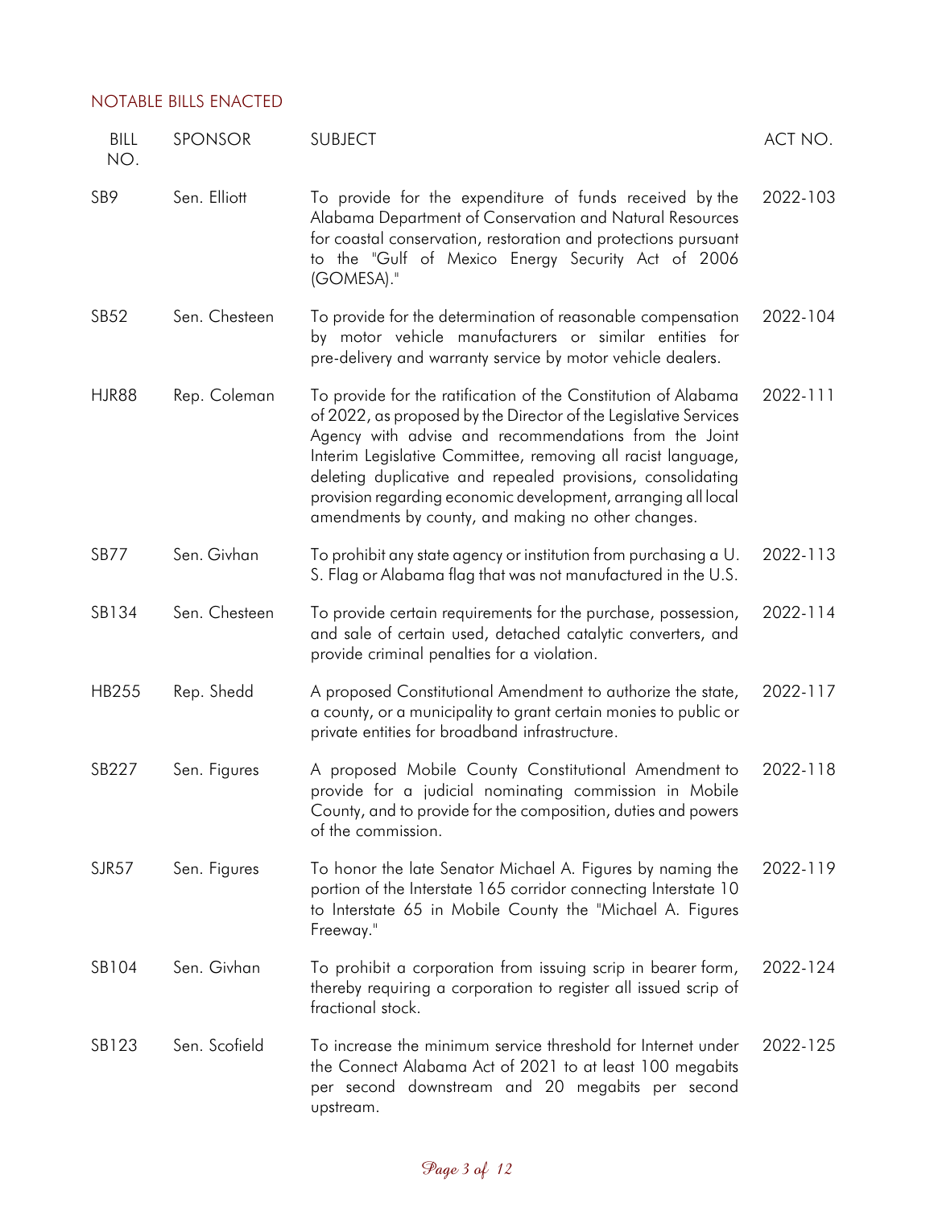## NOTABLE BILLS ENACTED

| BILL NO. | SPONSOR | SUBJECT | ACT NO. |
|---|---|---|---|
| SB9 | Sen. Elliott | To provide for the expenditure of funds received by the Alabama Department of Conservation and Natural Resources for coastal conservation, restoration and protections pursuant to the "Gulf of Mexico Energy Security Act of 2006 (GOMESA)." | 2022-103 |
| SB52 | Sen. Chesteen | To provide for the determination of reasonable compensation by motor vehicle manufacturers or similar entities for pre-delivery and warranty service by motor vehicle dealers. | 2022-104 |
| HJR88 | Rep. Coleman | To provide for the ratification of the Constitution of Alabama of 2022, as proposed by the Director of the Legislative Services Agency with advise and recommendations from the Joint Interim Legislative Committee, removing all racist language, deleting duplicative and repealed provisions, consolidating provision regarding economic development, arranging all local amendments by county, and making no other changes. | 2022-111 |
| SB77 | Sen. Givhan | To prohibit any state agency or institution from purchasing a U. S. Flag or Alabama flag that was not manufactured in the U.S. | 2022-113 |
| SB134 | Sen. Chesteen | To provide certain requirements for the purchase, possession, and sale of certain used, detached catalytic converters, and provide criminal penalties for a violation. | 2022-114 |
| HB255 | Rep. Shedd | A proposed Constitutional Amendment to authorize the state, a county, or a municipality to grant certain monies to public or private entities for broadband infrastructure. | 2022-117 |
| SB227 | Sen. Figures | A proposed Mobile County Constitutional Amendment to provide for a judicial nominating commission in Mobile County, and to provide for the composition, duties and powers of the commission. | 2022-118 |
| SJR57 | Sen. Figures | To honor the late Senator Michael A. Figures by naming the portion of the Interstate 165 corridor connecting Interstate 10 to Interstate 65 in Mobile County the "Michael A. Figures Freeway." | 2022-119 |
| SB104 | Sen. Givhan | To prohibit a corporation from issuing scrip in bearer form, thereby requiring a corporation to register all issued scrip of fractional stock. | 2022-124 |
| SB123 | Sen. Scofield | To increase the minimum service threshold for Internet under the Connect Alabama Act of 2021 to at least 100 megabits per second downstream and 20 megabits per second upstream. | 2022-125 |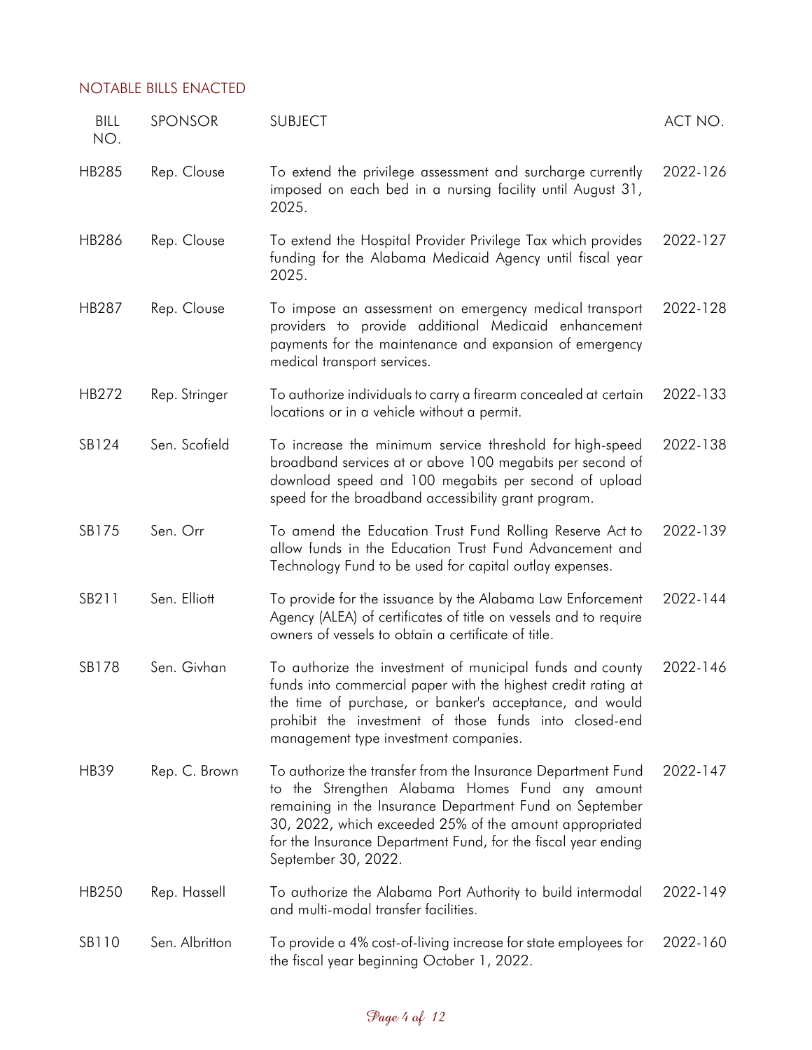## NOTABLE BILLS ENACTED

| BILL NO. | SPONSOR | SUBJECT | ACT NO. |
|---|---|---|---|
| HB285 | Rep. Clouse | To extend the privilege assessment and surcharge currently imposed on each bed in a nursing facility until August 31, 2025. | 2022-126 |
| HB286 | Rep. Clouse | To extend the Hospital Provider Privilege Tax which provides funding for the Alabama Medicaid Agency until fiscal year 2025. | 2022-127 |
| HB287 | Rep. Clouse | To impose an assessment on emergency medical transport providers to provide additional Medicaid enhancement payments for the maintenance and expansion of emergency medical transport services. | 2022-128 |
| HB272 | Rep. Stringer | To authorize individuals to carry a firearm concealed at certain locations or in a vehicle without a permit. | 2022-133 |
| SB124 | Sen. Scofield | To increase the minimum service threshold for high-speed broadband services at or above 100 megabits per second of download speed and 100 megabits per second of upload speed for the broadband accessibility grant program. | 2022-138 |
| SB175 | Sen. Orr | To amend the Education Trust Fund Rolling Reserve Act to allow funds in the Education Trust Fund Advancement and Technology Fund to be used for capital outlay expenses. | 2022-139 |
| SB211 | Sen. Elliott | To provide for the issuance by the Alabama Law Enforcement Agency (ALEA) of certificates of title on vessels and to require owners of vessels to obtain a certificate of title. | 2022-144 |
| SB178 | Sen. Givhan | To authorize the investment of municipal funds and county funds into commercial paper with the highest credit rating at the time of purchase, or banker's acceptance, and would prohibit the investment of those funds into closed-end management type investment companies. | 2022-146 |
| HB39 | Rep. C. Brown | To authorize the transfer from the Insurance Department Fund to the Strengthen Alabama Homes Fund any amount remaining in the Insurance Department Fund on September 30, 2022, which exceeded 25% of the amount appropriated for the Insurance Department Fund, for the fiscal year ending September 30, 2022. | 2022-147 |
| HB250 | Rep. Hassell | To authorize the Alabama Port Authority to build intermodal and multi-modal transfer facilities. | 2022-149 |
| SB110 | Sen. Albritton | To provide a 4% cost-of-living increase for state employees for the fiscal year beginning October 1, 2022. | 2022-160 |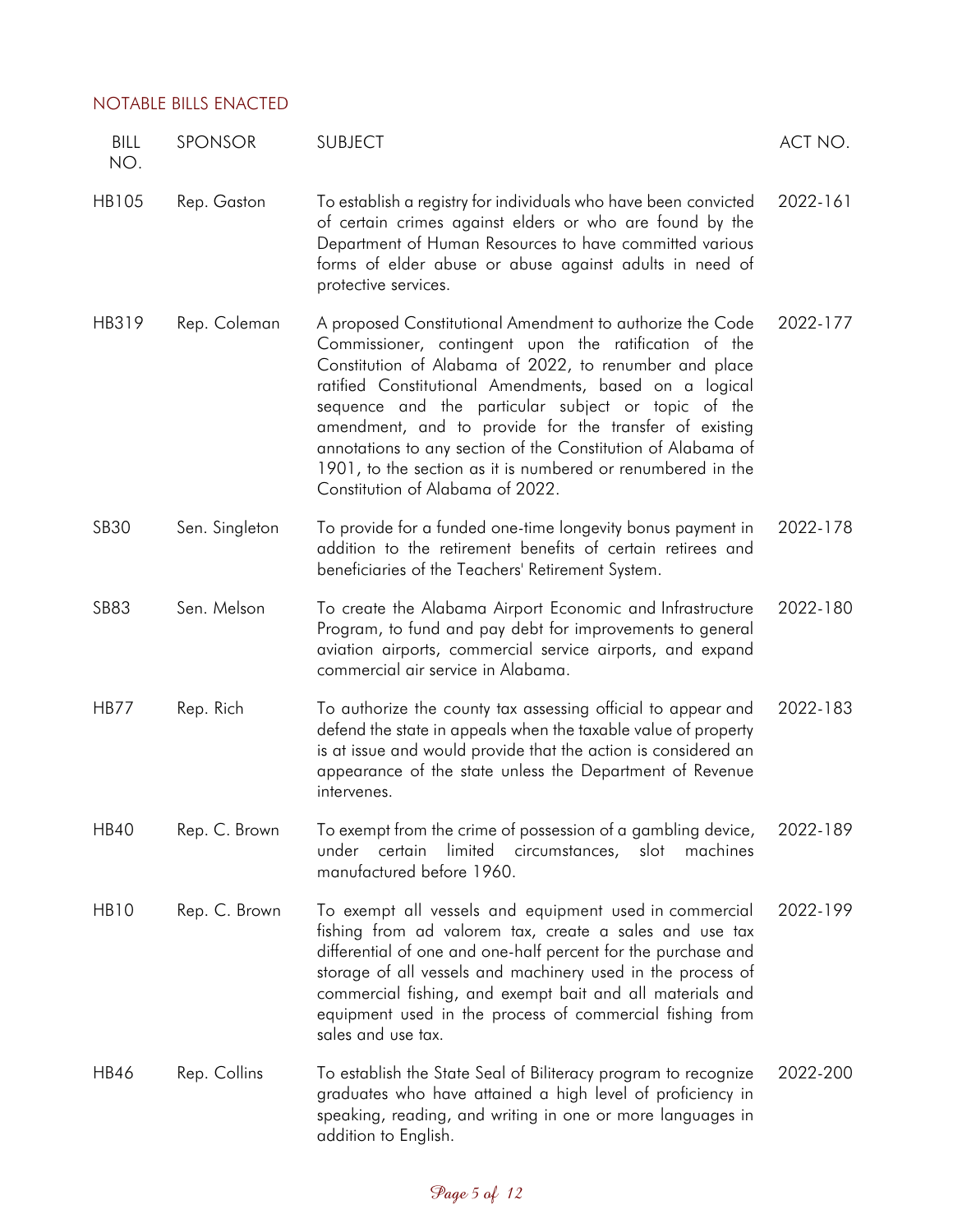## NOTABLE BILLS ENACTED

| BILL NO. | SPONSOR | SUBJECT | ACT NO. |
|---|---|---|---|
| HB105 | Rep. Gaston | To establish a registry for individuals who have been convicted of certain crimes against elders or who are found by the Department of Human Resources to have committed various forms of elder abuse or abuse against adults in need of protective services. | 2022-161 |
| HB319 | Rep. Coleman | A proposed Constitutional Amendment to authorize the Code Commissioner, contingent upon the ratification of the Constitution of Alabama of 2022, to renumber and place ratified Constitutional Amendments, based on a logical sequence and the particular subject or topic of the amendment, and to provide for the transfer of existing annotations to any section of the Constitution of Alabama of 1901, to the section as it is numbered or renumbered in the Constitution of Alabama of 2022. | 2022-177 |
| SB30 | Sen. Singleton | To provide for a funded one-time longevity bonus payment in addition to the retirement benefits of certain retirees and beneficiaries of the Teachers' Retirement System. | 2022-178 |
| SB83 | Sen. Melson | To create the Alabama Airport Economic and Infrastructure Program, to fund and pay debt for improvements to general aviation airports, commercial service airports, and expand commercial air service in Alabama. | 2022-180 |
| HB77 | Rep. Rich | To authorize the county tax assessing official to appear and defend the state in appeals when the taxable value of property is at issue and would provide that the action is considered an appearance of the state unless the Department of Revenue intervenes. | 2022-183 |
| HB40 | Rep. C. Brown | To exempt from the crime of possession of a gambling device, under certain limited circumstances, slot machines manufactured before 1960. | 2022-189 |
| HB10 | Rep. C. Brown | To exempt all vessels and equipment used in commercial fishing from ad valorem tax, create a sales and use tax differential of one and one-half percent for the purchase and storage of all vessels and machinery used in the process of commercial fishing, and exempt bait and all materials and equipment used in the process of commercial fishing from sales and use tax. | 2022-199 |
| HB46 | Rep. Collins | To establish the State Seal of Biliteracy program to recognize graduates who have attained a high level of proficiency in speaking, reading, and writing in one or more languages in addition to English. | 2022-200 |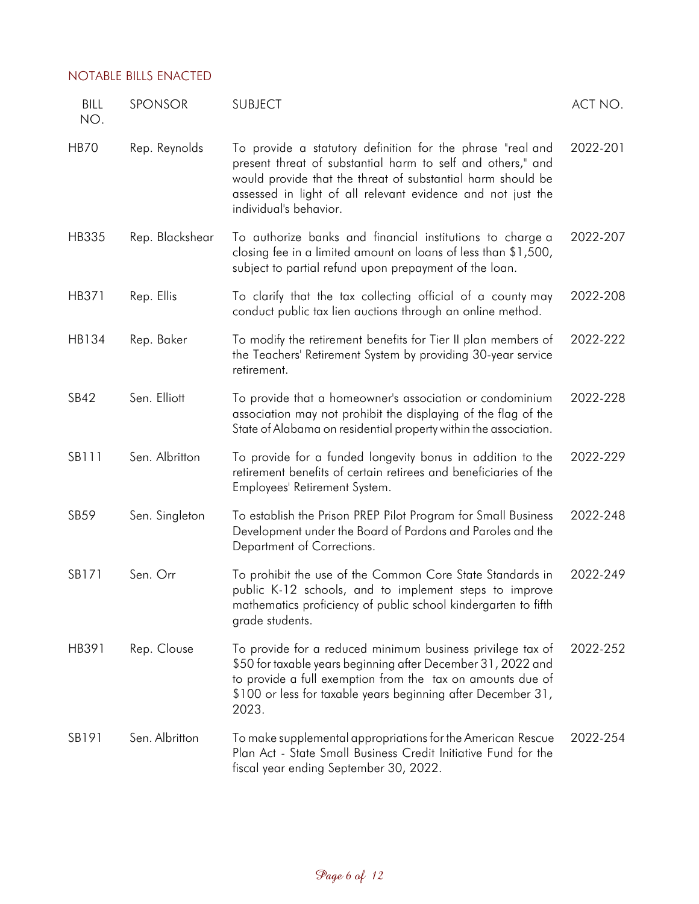## NOTABLE BILLS ENACTED

| BILL NO. | SPONSOR | SUBJECT | ACT NO. |
| --- | --- | --- | --- |
| HB70 | Rep. Reynolds | To provide a statutory definition for the phrase "real and present threat of substantial harm to self and others," and would provide that the threat of substantial harm should be assessed in light of all relevant evidence and not just the individual's behavior. | 2022-201 |
| HB335 | Rep. Blackshear | To authorize banks and financial institutions to charge a closing fee in a limited amount on loans of less than $1,500, subject to partial refund upon prepayment of the loan. | 2022-207 |
| HB371 | Rep. Ellis | To clarify that the tax collecting official of a county may conduct public tax lien auctions through an online method. | 2022-208 |
| HB134 | Rep. Baker | To modify the retirement benefits for Tier II plan members of the Teachers' Retirement System by providing 30-year service retirement. | 2022-222 |
| SB42 | Sen. Elliott | To provide that a homeowner's association or condominium association may not prohibit the displaying of the flag of the State of Alabama on residential property within the association. | 2022-228 |
| SB111 | Sen. Albritton | To provide for a funded longevity bonus in addition to the retirement benefits of certain retirees and beneficiaries of the Employees' Retirement System. | 2022-229 |
| SB59 | Sen. Singleton | To establish the Prison PREP Pilot Program for Small Business Development under the Board of Pardons and Paroles and the Department of Corrections. | 2022-248 |
| SB171 | Sen. Orr | To prohibit the use of the Common Core State Standards in public K-12 schools, and to implement steps to improve mathematics proficiency of public school kindergarten to fifth grade students. | 2022-249 |
| HB391 | Rep. Clouse | To provide for a reduced minimum business privilege tax of $50 for taxable years beginning after December 31, 2022 and to provide a full exemption from the tax on amounts due of $100 or less for taxable years beginning after December 31, 2023. | 2022-252 |
| SB191 | Sen. Albritton | To make supplemental appropriations for the American Rescue Plan Act - State Small Business Credit Initiative Fund for the fiscal year ending September 30, 2022. | 2022-254 |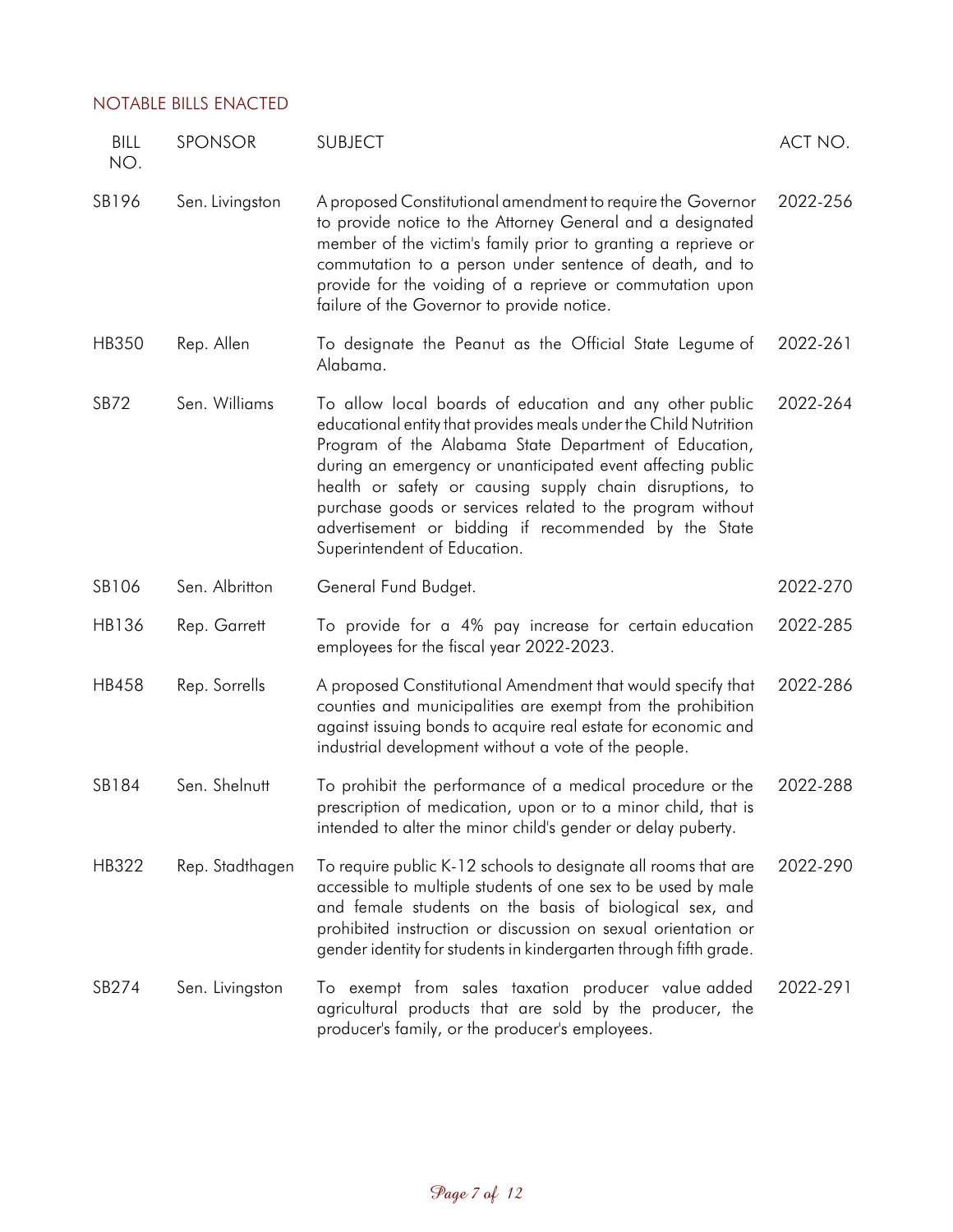## NOTABLE BILLS ENACTED

| BILL NO. | SPONSOR | SUBJECT | ACT NO. |
|---|---|---|---|
| SB196 | Sen. Livingston | A proposed Constitutional amendment to require the Governor to provide notice to the Attorney General and a designated member of the victim's family prior to granting a reprieve or commutation to a person under sentence of death, and to provide for the voiding of a reprieve or commutation upon failure of the Governor to provide notice. | 2022-256 |
| HB350 | Rep. Allen | To designate the Peanut as the Official State Legume of Alabama. | 2022-261 |
| SB72 | Sen. Williams | To allow local boards of education and any other public educational entity that provides meals under the Child Nutrition Program of the Alabama State Department of Education, during an emergency or unanticipated event affecting public health or safety or causing supply chain disruptions, to purchase goods or services related to the program without advertisement or bidding if recommended by the State Superintendent of Education. | 2022-264 |
| SB106 | Sen. Albritton | General Fund Budget. | 2022-270 |
| HB136 | Rep. Garrett | To provide for a 4% pay increase for certain education employees for the fiscal year 2022-2023. | 2022-285 |
| HB458 | Rep. Sorrells | A proposed Constitutional Amendment that would specify that counties and municipalities are exempt from the prohibition against issuing bonds to acquire real estate for economic and industrial development without a vote of the people. | 2022-286 |
| SB184 | Sen. Shelnutt | To prohibit the performance of a medical procedure or the prescription of medication, upon or to a minor child, that is intended to alter the minor child's gender or delay puberty. | 2022-288 |
| HB322 | Rep. Stadthagen | To require public K-12 schools to designate all rooms that are accessible to multiple students of one sex to be used by male and female students on the basis of biological sex, and prohibited instruction or discussion on sexual orientation or gender identity for students in kindergarten through fifth grade. | 2022-290 |
| SB274 | Sen. Livingston | To exempt from sales taxation producer value added agricultural products that are sold by the producer, the producer's family, or the producer's employees. | 2022-291 |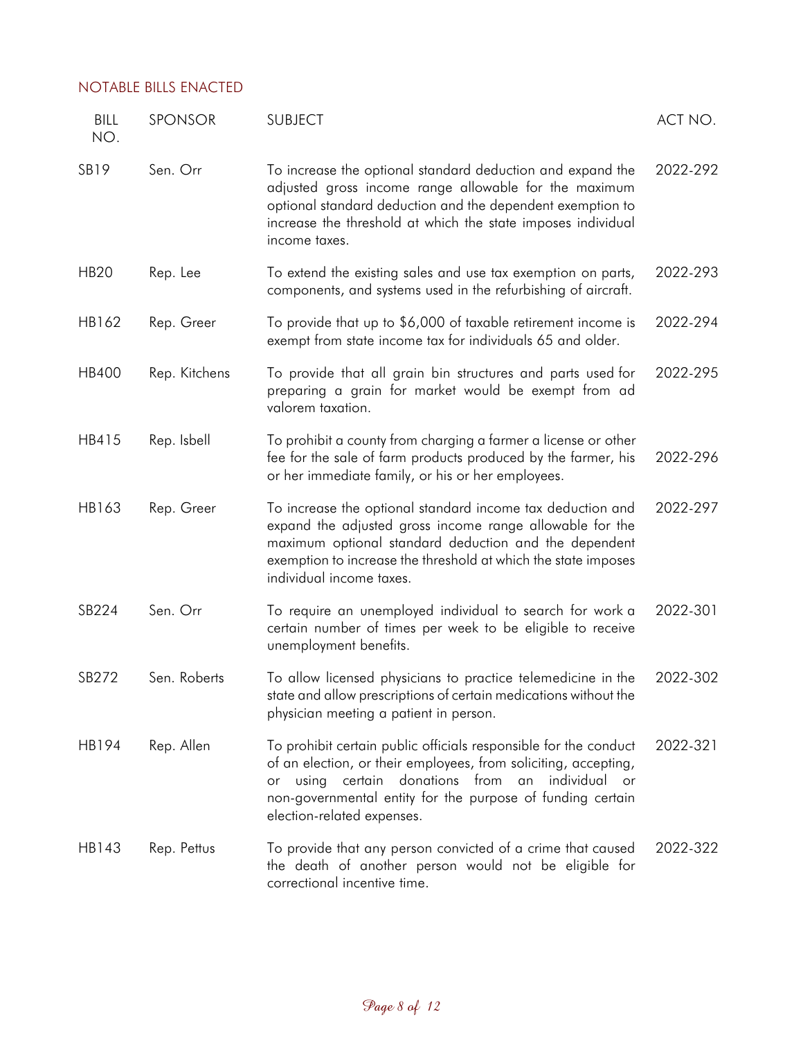## NOTABLE BILLS ENACTED

| BILL NO. | SPONSOR | SUBJECT | ACT NO. |
|---|---|---|---|
| SB19 | Sen. Orr | To increase the optional standard deduction and expand the adjusted gross income range allowable for the maximum optional standard deduction and the dependent exemption to increase the threshold at which the state imposes individual income taxes. | 2022-292 |
| HB20 | Rep. Lee | To extend the existing sales and use tax exemption on parts, components, and systems used in the refurbishing of aircraft. | 2022-293 |
| HB162 | Rep. Greer | To provide that up to $6,000 of taxable retirement income is exempt from state income tax for individuals 65 and older. | 2022-294 |
| HB400 | Rep. Kitchens | To provide that all grain bin structures and parts used for preparing a grain for market would be exempt from ad valorem taxation. | 2022-295 |
| HB415 | Rep. Isbell | To prohibit a county from charging a farmer a license or other fee for the sale of farm products produced by the farmer, his or her immediate family, or his or her employees. | 2022-296 |
| HB163 | Rep. Greer | To increase the optional standard income tax deduction and expand the adjusted gross income range allowable for the maximum optional standard deduction and the dependent exemption to increase the threshold at which the state imposes individual income taxes. | 2022-297 |
| SB224 | Sen. Orr | To require an unemployed individual to search for work a certain number of times per week to be eligible to receive unemployment benefits. | 2022-301 |
| SB272 | Sen. Roberts | To allow licensed physicians to practice telemedicine in the state and allow prescriptions of certain medications without the physician meeting a patient in person. | 2022-302 |
| HB194 | Rep. Allen | To prohibit certain public officials responsible for the conduct of an election, or their employees, from soliciting, accepting, or using certain donations from an individual or non-governmental entity for the purpose of funding certain election-related expenses. | 2022-321 |
| HB143 | Rep. Pettus | To provide that any person convicted of a crime that caused the death of another person would not be eligible for correctional incentive time. | 2022-322 |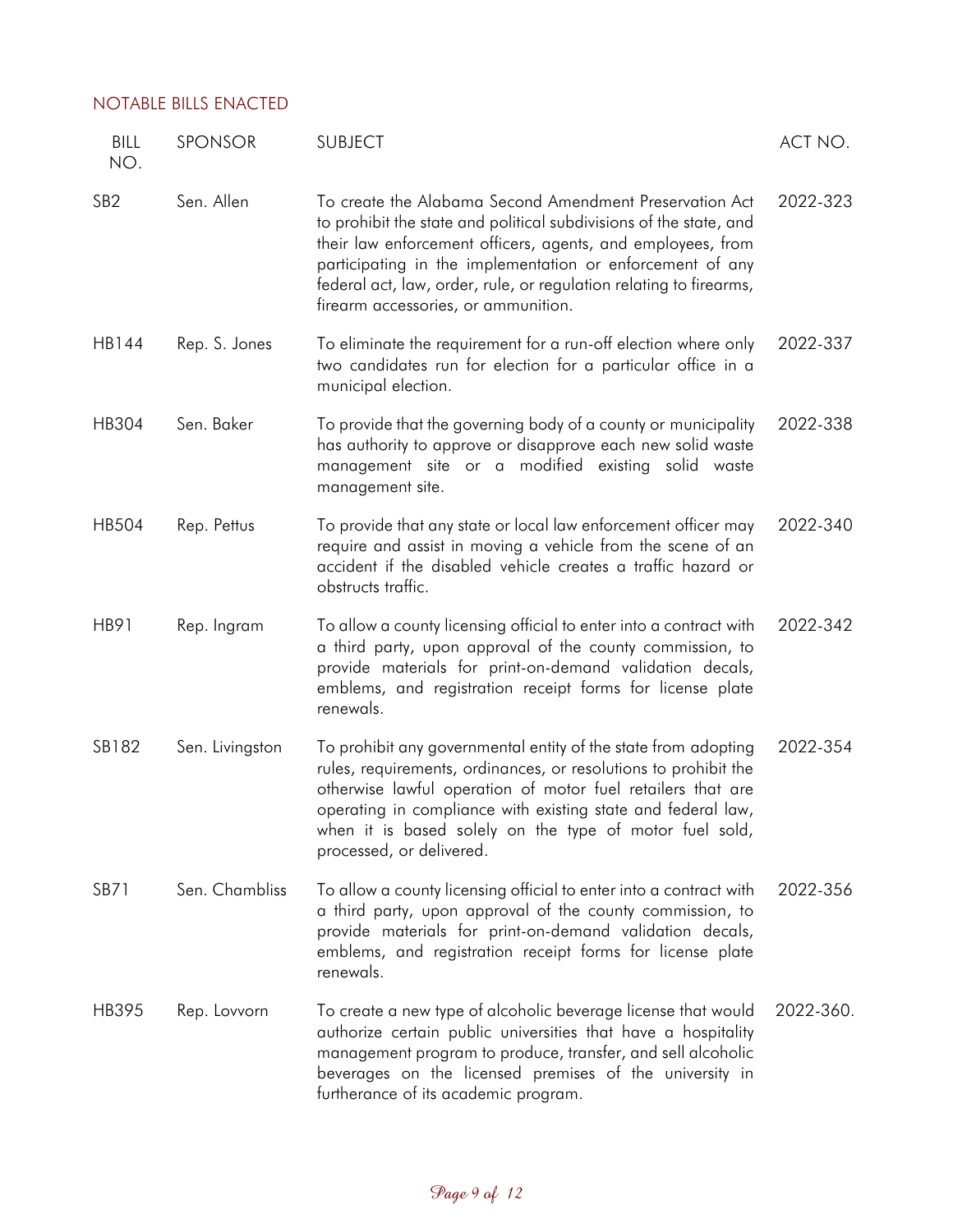## NOTABLE BILLS ENACTED

| BILL NO. | SPONSOR | SUBJECT | ACT NO. |
|---|---|---|---|
| SB2 | Sen. Allen | To create the Alabama Second Amendment Preservation Act to prohibit the state and political subdivisions of the state, and their law enforcement officers, agents, and employees, from participating in the implementation or enforcement of any federal act, law, order, rule, or regulation relating to firearms, firearm accessories, or ammunition. | 2022-323 |
| HB144 | Rep. S. Jones | To eliminate the requirement for a run-off election where only two candidates run for election for a particular office in a municipal election. | 2022-337 |
| HB304 | Sen. Baker | To provide that the governing body of a county or municipality has authority to approve or disapprove each new solid waste management site or a modified existing solid waste management site. | 2022-338 |
| HB504 | Rep. Pettus | To provide that any state or local law enforcement officer may require and assist in moving a vehicle from the scene of an accident if the disabled vehicle creates a traffic hazard or obstructs traffic. | 2022-340 |
| HB91 | Rep. Ingram | To allow a county licensing official to enter into a contract with a third party, upon approval of the county commission, to provide materials for print-on-demand validation decals, emblems, and registration receipt forms for license plate renewals. | 2022-342 |
| SB182 | Sen. Livingston | To prohibit any governmental entity of the state from adopting rules, requirements, ordinances, or resolutions to prohibit the otherwise lawful operation of motor fuel retailers that are operating in compliance with existing state and federal law, when it is based solely on the type of motor fuel sold, processed, or delivered. | 2022-354 |
| SB71 | Sen. Chambliss | To allow a county licensing official to enter into a contract with a third party, upon approval of the county commission, to provide materials for print-on-demand validation decals, emblems, and registration receipt forms for license plate renewals. | 2022-356 |
| HB395 | Rep. Lovvorn | To create a new type of alcoholic beverage license that would authorize certain public universities that have a hospitality management program to produce, transfer, and sell alcoholic beverages on the licensed premises of the university in furtherance of its academic program. | 2022-360. |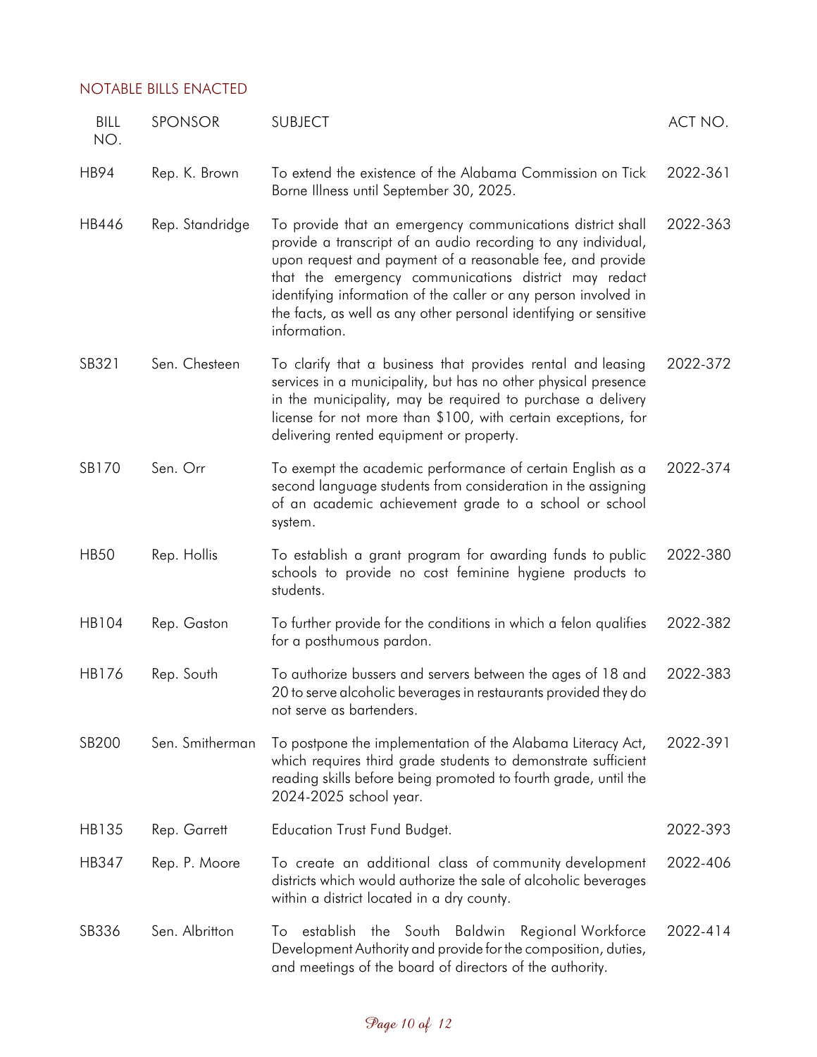## NOTABLE BILLS ENACTED

| BILL NO. | SPONSOR | SUBJECT | ACT NO. |
|---|---|---|---|
| HB94 | Rep. K. Brown | To extend the existence of the Alabama Commission on Tick Borne Illness until September 30, 2025. | 2022-361 |
| HB446 | Rep. Standridge | To provide that an emergency communications district shall provide a transcript of an audio recording to any individual, upon request and payment of a reasonable fee, and provide that the emergency communications district may redact identifying information of the caller or any person involved in the facts, as well as any other personal identifying or sensitive information. | 2022-363 |
| SB321 | Sen. Chesteen | To clarify that a business that provides rental and leasing services in a municipality, but has no other physical presence in the municipality, may be required to purchase a delivery license for not more than $100, with certain exceptions, for delivering rented equipment or property. | 2022-372 |
| SB170 | Sen. Orr | To exempt the academic performance of certain English as a second language students from consideration in the assigning of an academic achievement grade to a school or school system. | 2022-374 |
| HB50 | Rep. Hollis | To establish a grant program for awarding funds to public schools to provide no cost feminine hygiene products to students. | 2022-380 |
| HB104 | Rep. Gaston | To further provide for the conditions in which a felon qualifies for a posthumous pardon. | 2022-382 |
| HB176 | Rep. South | To authorize bussers and servers between the ages of 18 and 20 to serve alcoholic beverages in restaurants provided they do not serve as bartenders. | 2022-383 |
| SB200 | Sen. Smitherman | To postpone the implementation of the Alabama Literacy Act, which requires third grade students to demonstrate sufficient reading skills before being promoted to fourth grade, until the 2024-2025 school year. | 2022-391 |
| HB135 | Rep. Garrett | Education Trust Fund Budget. | 2022-393 |
| HB347 | Rep. P. Moore | To create an additional class of community development districts which would authorize the sale of alcoholic beverages within a district located in a dry county. | 2022-406 |
| SB336 | Sen. Albritton | To establish the South Baldwin Regional Workforce Development Authority and provide for the composition, duties, and meetings of the board of directors of the authority. | 2022-414 |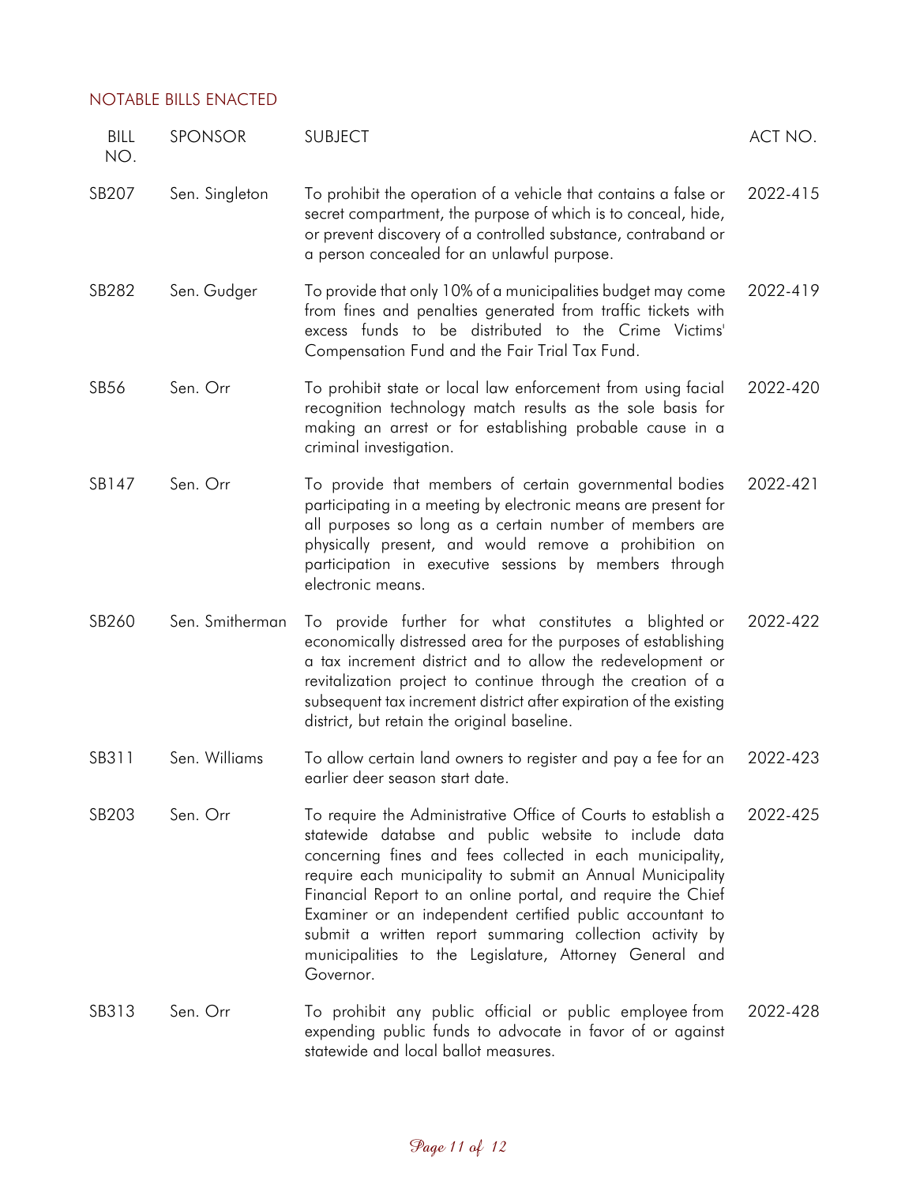## NOTABLE BILLS ENACTED

| BILL NO. | SPONSOR | SUBJECT | ACT NO. |
|---|---|---|---|
| SB207 | Sen. Singleton | To prohibit the operation of a vehicle that contains a false or secret compartment, the purpose of which is to conceal, hide, or prevent discovery of a controlled substance, contraband or a person concealed for an unlawful purpose. | 2022-415 |
| SB282 | Sen. Gudger | To provide that only 10% of a municipalities budget may come from fines and penalties generated from traffic tickets with excess funds to be distributed to the Crime Victims' Compensation Fund and the Fair Trial Tax Fund. | 2022-419 |
| SB56 | Sen. Orr | To prohibit state or local law enforcement from using facial recognition technology match results as the sole basis for making an arrest or for establishing probable cause in a criminal investigation. | 2022-420 |
| SB147 | Sen. Orr | To provide that members of certain governmental bodies participating in a meeting by electronic means are present for all purposes so long as a certain number of members are physically present, and would remove a prohibition on participation in executive sessions by members through electronic means. | 2022-421 |
| SB260 | Sen. Smitherman | To provide further for what constitutes a blighted or economically distressed area for the purposes of establishing a tax increment district and to allow the redevelopment or revitalization project to continue through the creation of a subsequent tax increment district after expiration of the existing district, but retain the original baseline. | 2022-422 |
| SB311 | Sen. Williams | To allow certain land owners to register and pay a fee for an earlier deer season start date. | 2022-423 |
| SB203 | Sen. Orr | To require the Administrative Office of Courts to establish a statewide databse and public website to include data concerning fines and fees collected in each municipality, require each municipality to submit an Annual Municipality Financial Report to an online portal, and require the Chief Examiner or an independent certified public accountant to submit a written report summaring collection activity by municipalities to the Legislature, Attorney General and Governor. | 2022-425 |
| SB313 | Sen. Orr | To prohibit any public official or public employee from expending public funds to advocate in favor of or against statewide and local ballot measures. | 2022-428 |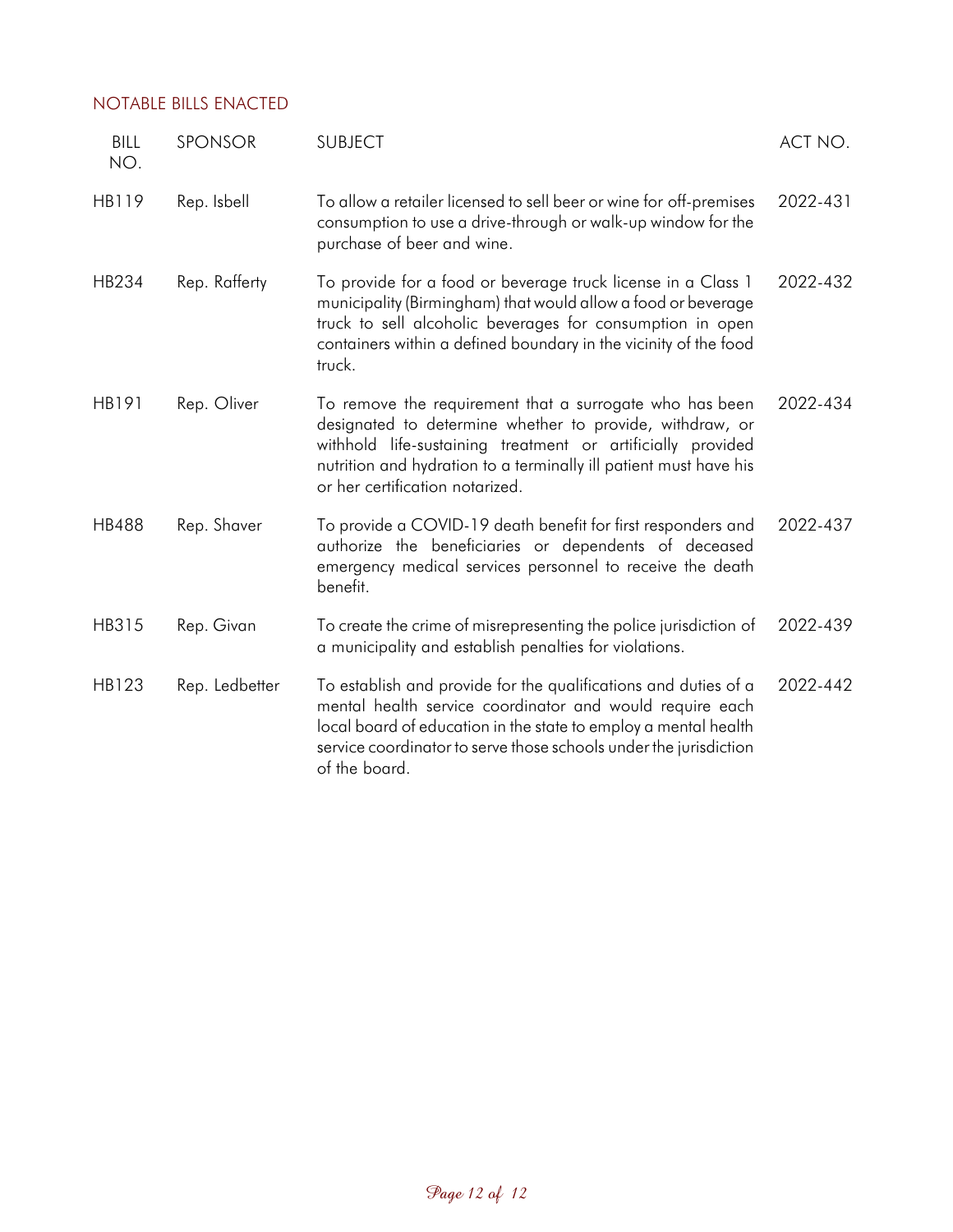## NOTABLE BILLS ENACTED

| BILL NO. | SPONSOR | SUBJECT | ACT NO. |
|---|---|---|---|
| HB119 | Rep. Isbell | To allow a retailer licensed to sell beer or wine for off-premises consumption to use a drive-through or walk-up window for the purchase of beer and wine. | 2022-431 |
| HB234 | Rep. Rafferty | To provide for a food or beverage truck license in a Class 1 municipality (Birmingham) that would allow a food or beverage truck to sell alcoholic beverages for consumption in open containers within a defined boundary in the vicinity of the food truck. | 2022-432 |
| HB191 | Rep. Oliver | To remove the requirement that a surrogate who has been designated to determine whether to provide, withdraw, or withhold life-sustaining treatment or artificially provided nutrition and hydration to a terminally ill patient must have his or her certification notarized. | 2022-434 |
| HB488 | Rep. Shaver | To provide a COVID-19 death benefit for first responders and authorize the beneficiaries or dependents of deceased emergency medical services personnel to receive the death benefit. | 2022-437 |
| HB315 | Rep. Givan | To create the crime of misrepresenting the police jurisdiction of a municipality and establish penalties for violations. | 2022-439 |
| HB123 | Rep. Ledbetter | To establish and provide for the qualifications and duties of a mental health service coordinator and would require each local board of education in the state to employ a mental health service coordinator to serve those schools under the jurisdiction of the board. | 2022-442 |